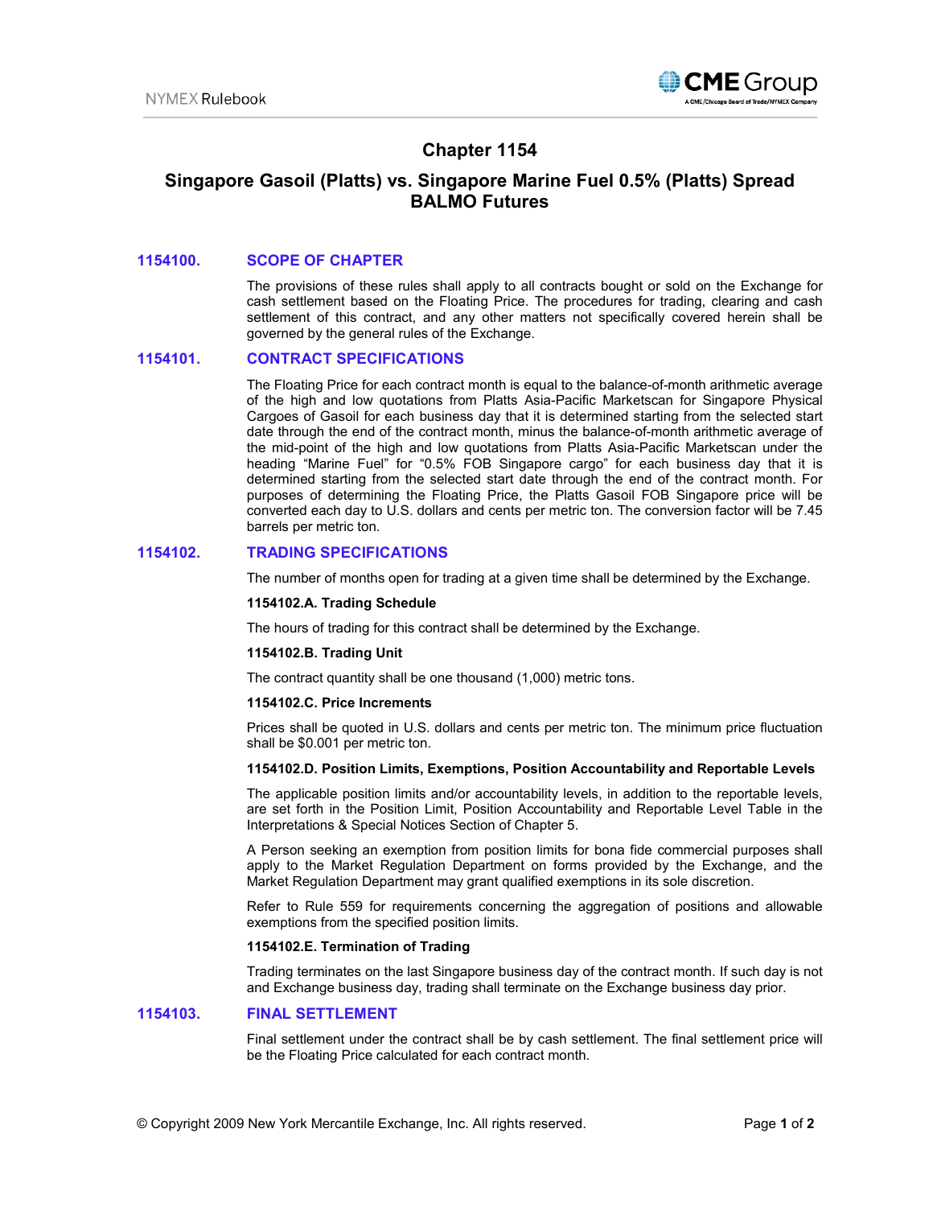# Chapter 1154

# Singapore Gasoil (Platts) vs. Singapore Marine Fuel 0.5% (Platts) Spread BALMO Futures

## 1154100. SCOPE OF CHAPTER

The provisions of these rules shall apply to all contracts bought or sold on the Exchange for cash settlement based on the Floating Price. The procedures for trading, clearing and cash settlement of this contract, and any other matters not specifically covered herein shall be governed by the general rules of the Exchange.

## 1154101. CONTRACT SPECIFICATIONS

The Floating Price for each contract month is equal to the balance-of-month arithmetic average of the high and low quotations from Platts Asia-Pacific Marketscan for Singapore Physical Cargoes of Gasoil for each business day that it is determined starting from the selected start date through the end of the contract month, minus the balance-of-month arithmetic average of the mid-point of the high and low quotations from Platts Asia-Pacific Marketscan under the heading "Marine Fuel" for "0.5% FOB Singapore cargo" for each business day that it is determined starting from the selected start date through the end of the contract month. For purposes of determining the Floating Price, the Platts Gasoil FOB Singapore price will be converted each day to U.S. dollars and cents per metric ton. The conversion factor will be 7.45 barrels per metric ton.

## 1154102. TRADING SPECIFICATIONS

The number of months open for trading at a given time shall be determined by the Exchange.

**1154102.A. Trading Schedule**

The hours of trading for this contract shall be determined by the Exchange.

**1154102.B. Trading Unit**

The contract quantity shall be one thousand (1,000) metric tons.

**1154102.C. Price Increments**

Prices shall be quoted in U.S. dollars and cents per metric ton. The minimum price fluctuation shall be $0.001 per metric ton.

**1154102.D. Position Limits, Exemptions, Position Accountability and Reportable Levels**

The applicable position limits and/or accountability levels, in addition to the reportable levels, are set forth in the Position Limit, Position Accountability and Reportable Level Table in the Interpretations & Special Notices Section of Chapter 5.

A Person seeking an exemption from position limits for bona fide commercial purposes shall apply to the Market Regulation Department on forms provided by the Exchange, and the Market Regulation Department may grant qualified exemptions in its sole discretion.

Refer to Rule 559 for requirements concerning the aggregation of positions and allowable exemptions from the specified position limits.

**1154102.E. Termination of Trading**

Trading terminates on the last Singapore business day of the contract month. If such day is not and Exchange business day, trading shall terminate on the Exchange business day prior.

## 1154103. FINAL SETTLEMENT

Final settlement under the contract shall be by cash settlement. The final settlement price will be the Floating Price calculated for each contract month.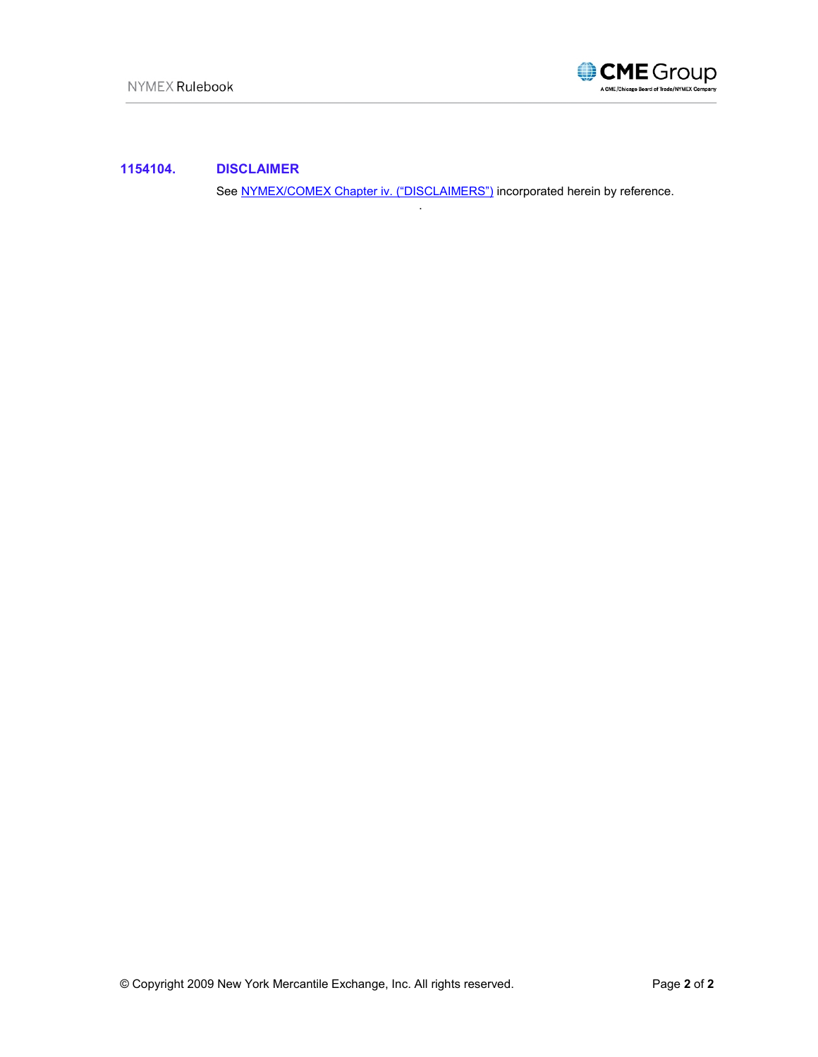## 1154104. DISCLAIMER

See NYMEX/COMEX Chapter iv. ("DISCLAIMERS") incorporated herein by reference.